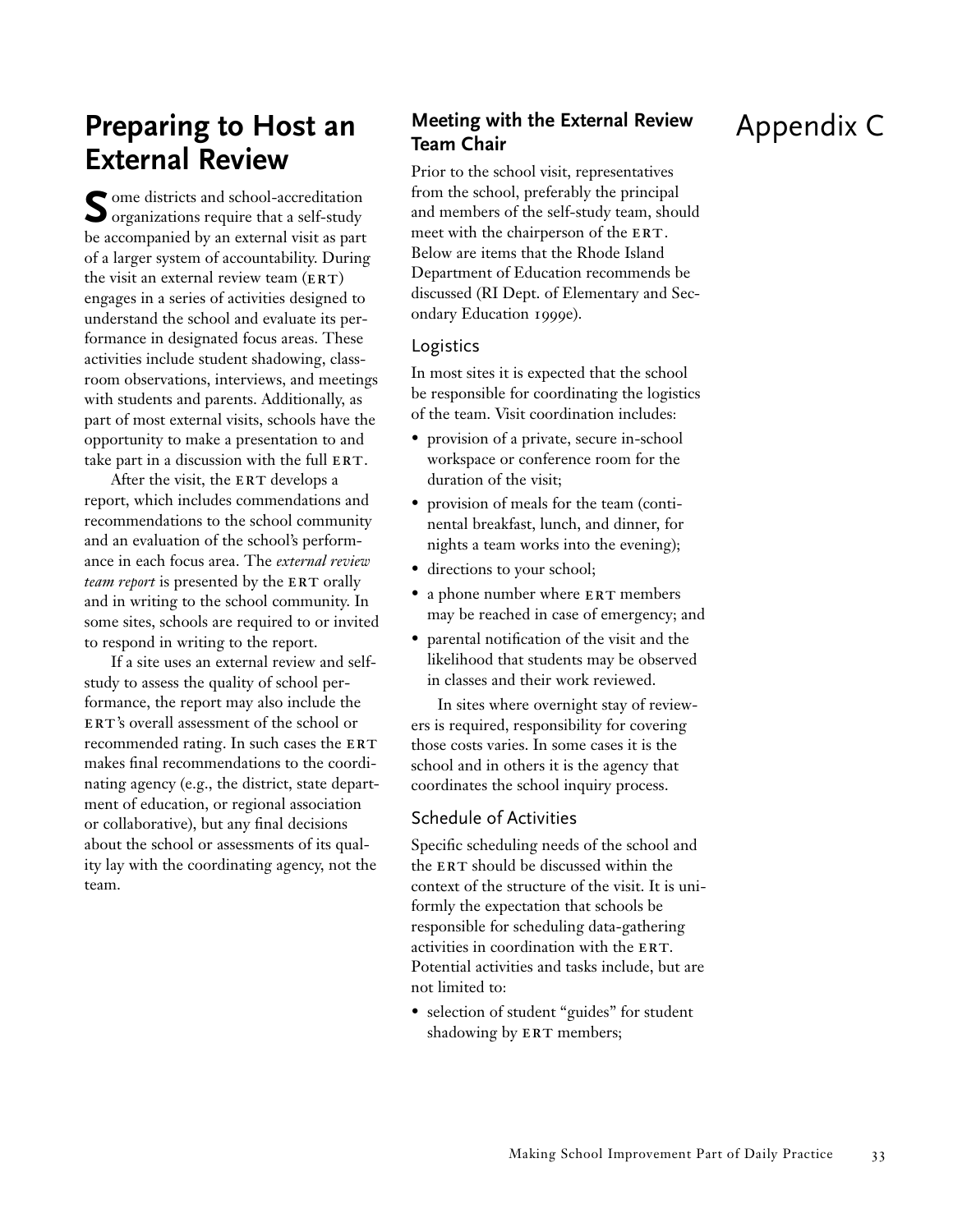# Appendix C

## Preparing to Host an External Review

Some districts and school-accreditation organizations require that a self-study be accompanied by an external visit as part of a larger system of accountability. During the visit an external review team (ERT) engages in a series of activities designed to understand the school and evaluate its performance in designated focus areas. These activities include student shadowing, classroom observations, interviews, and meetings with students and parents. Additionally, as part of most external visits, schools have the opportunity to make a presentation to and take part in a discussion with the full ERT.

After the visit, the ERT develops a report, which includes commendations and recommendations to the school community and an evaluation of the school's performance in each focus area. The *external review team report* is presented by the ERT orally and in writing to the school community. In some sites, schools are required to or invited to respond in writing to the report.

If a site uses an external review and self-study to assess the quality of school performance, the report may also include the ERT's overall assessment of the school or recommended rating. In such cases the ERT makes final recommendations to the coordinating agency (e.g., the district, state department of education, or regional association or collaborative), but any final decisions about the school or assessments of its quality lay with the coordinating agency, not the team.

### Meeting with the External Review Team Chair

Prior to the school visit, representatives from the school, preferably the principal and members of the self-study team, should meet with the chairperson of the ERT. Below are items that the Rhode Island Department of Education recommends be discussed (RI Dept. of Elementary and Secondary Education 1999e).

#### Logistics

In most sites it is expected that the school be responsible for coordinating the logistics of the team. Visit coordination includes:

- provision of a private, secure in-school workspace or conference room for the duration of the visit;
- provision of meals for the team (continental breakfast, lunch, and dinner, for nights a team works into the evening);
- directions to your school;
- a phone number where ERT members may be reached in case of emergency; and
- parental notification of the visit and the likelihood that students may be observed in classes and their work reviewed.

In sites where overnight stay of reviewers is required, responsibility for covering those costs varies. In some cases it is the school and in others it is the agency that coordinates the school inquiry process.

#### Schedule of Activities

Specific scheduling needs of the school and the ERT should be discussed within the context of the structure of the visit. It is uniformly the expectation that schools be responsible for scheduling data-gathering activities in coordination with the ERT. Potential activities and tasks include, but are not limited to:

- selection of student "guides" for student shadowing by ERT members;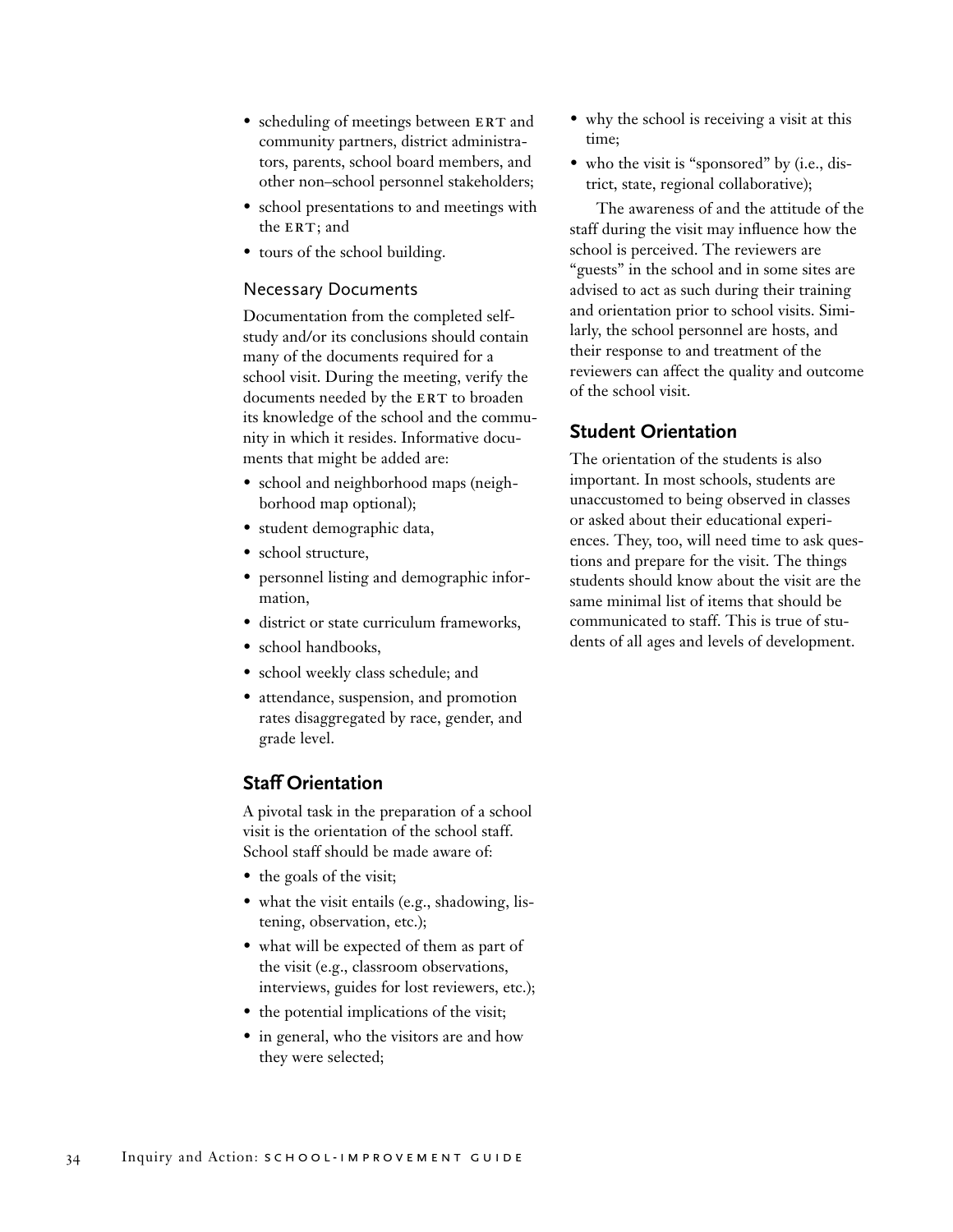- scheduling of meetings between ERT and community partners, district administrators, parents, school board members, and other non–school personnel stakeholders;
- school presentations to and meetings with the ERT; and
- tours of the school building.

### Necessary Documents

Documentation from the completed self-study and/or its conclusions should contain many of the documents required for a school visit. During the meeting, verify the documents needed by the ERT to broaden its knowledge of the school and the community in which it resides. Informative documents that might be added are:

- school and neighborhood maps (neighborhood map optional);
- student demographic data,
- school structure,
- personnel listing and demographic information,
- district or state curriculum frameworks,
- school handbooks,
- school weekly class schedule; and
- attendance, suspension, and promotion rates disaggregated by race, gender, and grade level.

## Staff Orientation

A pivotal task in the preparation of a school visit is the orientation of the school staff. School staff should be made aware of:

- the goals of the visit;
- what the visit entails (e.g., shadowing, listening, observation, etc.);
- what will be expected of them as part of the visit (e.g., classroom observations, interviews, guides for lost reviewers, etc.);
- the potential implications of the visit;
- in general, who the visitors are and how they were selected;
- why the school is receiving a visit at this time;
- who the visit is "sponsored" by (i.e., district, state, regional collaborative);

The awareness of and the attitude of the staff during the visit may influence how the school is perceived. The reviewers are "guests" in the school and in some sites are advised to act as such during their training and orientation prior to school visits. Similarly, the school personnel are hosts, and their response to and treatment of the reviewers can affect the quality and outcome of the school visit.

## Student Orientation

The orientation of the students is also important. In most schools, students are unaccustomed to being observed in classes or asked about their educational experiences. They, too, will need time to ask questions and prepare for the visit. The things students should know about the visit are the same minimal list of items that should be communicated to staff. This is true of students of all ages and levels of development.